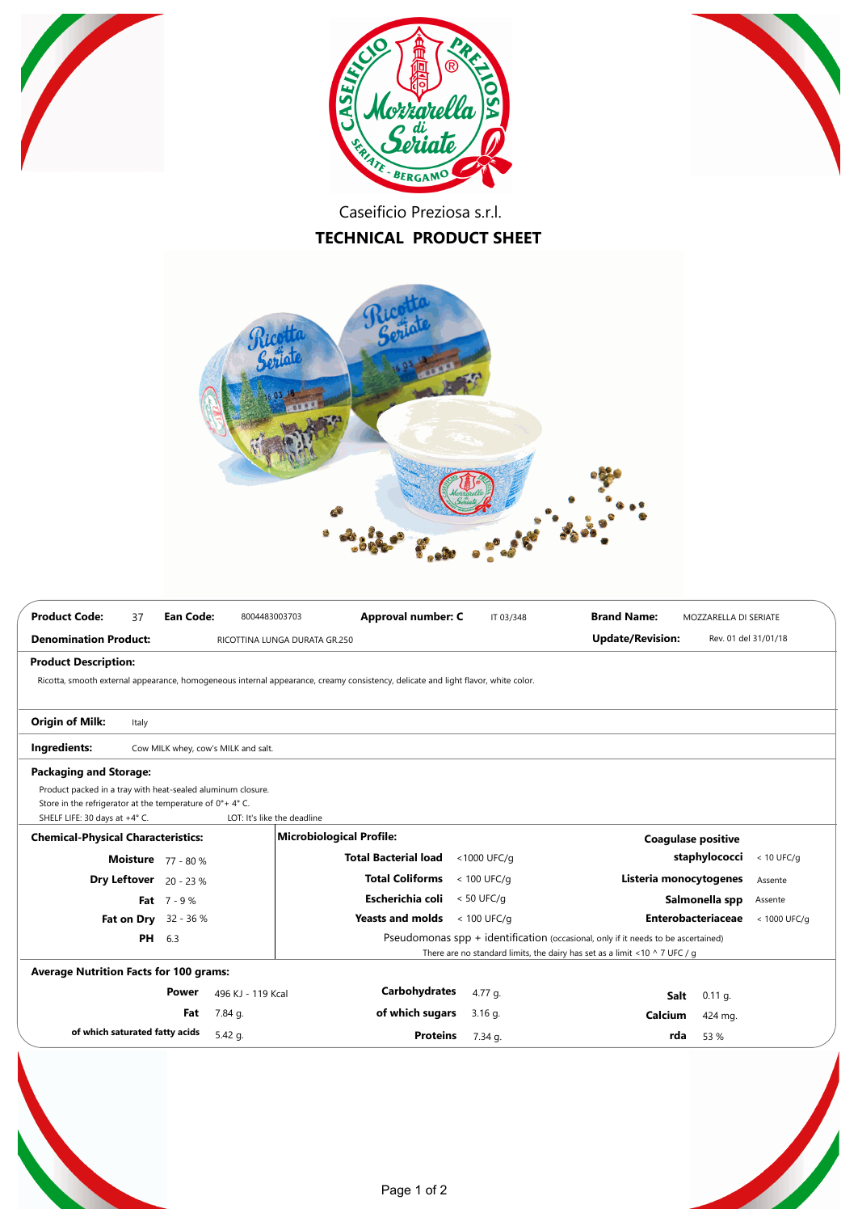Caseificio Preziosa s.r.l.

# TECHNICAL PRODUCT SHEET

| **Product Code:** | 37 | **Ean Code:** | 8004483003703 | **Approval number: C** | IT 03/348 | **Brand Name:** | MOZZARELLA DI SERIATE |
|---|---|---|---|---|---|---|---|
| **Denomination Product:** | | RICOTTINA LUNGA DURATA GR.250 | | | | **Update/Revision:** | Rev. 01 del 31/01/18 |

**Product Description:**

Ricotta, smooth external appearance, homogeneous internal appearance, creamy consistency, delicate and light flavor, white color.

**Origin of Milk:** Italy

**Ingredients:** Cow MILK whey, cow's MILK and salt.

**Packaging and Storage:**

Product packed in a tray with heat-sealed aluminum closure.
Store in the refrigerator at the temperature of 0°+ 4° C.
SHELF LIFE: 30 days at +4° C. LOT: It's like the deadline

**Chemical-Physical Characteristics:**

| Parameter | Value |
|---|---|
| **Moisture** | 77 - 80 % |
| **Dry Leftover** | 20 - 23 % |
| **Fat** | 7 - 9 % |
| **Fat on Dry** | 32 - 36 % |
| **PH** | 6.3 |

**Microbiological Profile:**

| Parameter | Value | Parameter | Value |
|---|---|---|---|
| **Total Bacterial load** | <1000 UFC/g | **Coagulase positive staphylococci** | < 10 UFC/g |
| **Total Coliforms** | < 100 UFC/g | **Listeria monocytogenes** | Assente |
| **Escherichia coli** | < 50 UFC/g | **Salmonella spp** | Assente |
| **Yeasts and molds** | < 100 UFC/g | **Enterobacteriaceae** | < 1000 UFC/g |

Pseudomonas spp + identification (occasional, only if it needs to be ascertained)
There are no standard limits, the dairy has set as a limit <10 ^ 7 UFC / g

**Average Nutrition Facts for 100 grams:**

| Nutrient | Value | Nutrient | Value | Nutrient | Value |
|---|---|---|---|---|---|
| **Power** | 496 KJ - 119 Kcal | **Carbohydrates** | 4.77 g. | **Salt** | 0.11 g. |
| **Fat** | 7.84 g. | **of which sugars** | 3.16 g. | **Calcium** | 424 mg. |
| **of which saturated fatty acids** | 5.42 g. | **Proteins** | 7.34 g. | **rda** | 53 % |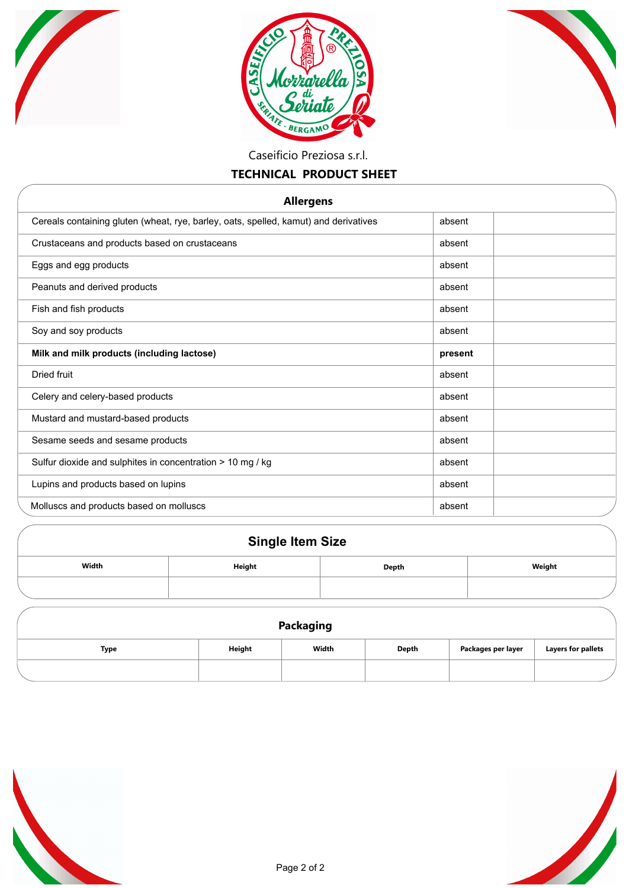Caseificio Preziosa s.r.l.

## TECHNICAL PRODUCT SHEET

| Allergens | | |
|---|---|---|
| Cereals containing gluten (wheat, rye, barley, oats, spelled, kamut) and derivatives | absent | |
| Crustaceans and products based on crustaceans | absent | |
| Eggs and egg products | absent | |
| Peanuts and derived products | absent | |
| Fish and fish products | absent | |
| Soy and soy products | absent | |
| **Milk and milk products (including lactose)** | **present** | |
| Dried fruit | absent | |
| Celery and celery-based products | absent | |
| Mustard and mustard-based products | absent | |
| Sesame seeds and sesame products | absent | |
| Sulfur dioxide and sulphites in concentration > 10 mg / kg | absent | |
| Lupins and products based on lupins | absent | |
| Molluscs and products based on molluscs | absent | |

### Single Item Size

| Width | Height | Depth | Weight |
|---|---|---|---|
| | | | |

### Packaging

| Type | Height | Width | Depth | Packages per layer | Layers for pallets |
|---|---|---|---|---|---|
| | | | | | |